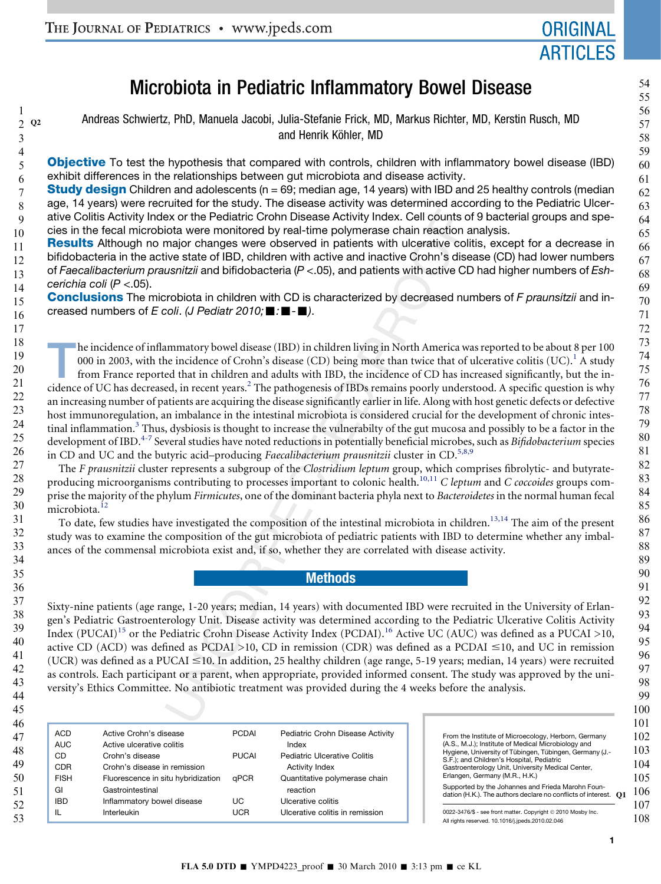# Microbiota in Pediatric Inflammatory Bowel Disease

Andreas Schwiertz, PhD, Manuela Jacobi, Julia-Stefanie Frick, MD, Markus Richter, MD, Kerstin Rusch, MD and Henrik Köhler, MD

**Objective** To test the hypothesis that compared with controls, children with inflammatory bowel disease (IBD) exhibit differences in the relationships between gut microbiota and disease activity.

**Study design** Children and adolescents (n = 69; median age, 14 years) with IBD and 25 healthy controls (median age, 14 years) were recruited for the study. The disease activity was determined according to the Pediatric Ulcerative Colitis Activity Index or the Pediatric Crohn Disease Activity Index. Cell counts of 9 bacterial groups and species in the fecal microbiota were monitored by real-time polymerase chain reaction analysis.

**Results** Although no major changes were observed in patients with ulcerative colitis, except for a decrease in bifidobacteria in the active state of IBD, children with active and inactive Crohn's disease (CD) had lower numbers of *Faecalibacterium prausnitzii* and bifidobacteria ($P$ <.05), and patients with active CD had higher numbers of *Escherichia coli* ($P$ <.05).

**Conclusions** The microbiota in children with CD is characterized by decreased numbers of *F praunsitzii* and increased numbers of *E coli*. *(J Pediatr 2010;■:■-■)*.

The incidence of inflammatory bowel disease (IBD) in children living in North America was reported to be about 8 per 100 000 in 2003, with the incidence of Crohn's disease (CD) being more than twice that of ulcerative colitis (UC).[1] A study from France reported that in children and adults with IBD, the incidence of CD has increased significantly, but the incidence of UC has decreased, in recent years.[2] The pathogenesis of IBDs remains poorly understood. A specific question is why an increasing number of patients are acquiring the disease significantly earlier in life. Along with host genetic defects or defective host immunoregulation, an imbalance in the intestinal microbiota is considered crucial for the development of chronic intestinal inflammation.[3] Thus, dysbiosis is thought to increase the vulnerabilty of the gut mucosa and possibly to be a factor in the development of IBD.[4-7] Several studies have noted reductions in potentially beneficial microbes, such as *Bifidobacterium* species in CD and UC and the butyric acid–producing *Faecalibacterium prausnitzii* cluster in CD.[5,8,9]

The *F prausnitzii* cluster represents a subgroup of the *Clostridium leptum* group, which comprises fibrolytic- and butyrate-producing microorganisms contributing to processes important to colonic health.[10,11] *C leptum* and *C coccoides* groups comprise the majority of the phylum *Firmicutes*, one of the dominant bacteria phyla next to *Bacteroidetes* in the normal human fecal microbiota.[12]

To date, few studies have investigated the composition of the intestinal microbiota in children.[13,14] The aim of the present study was to examine the composition of the gut microbiota of pediatric patients with IBD to determine whether any imbalances of the commensal microbiota exist and, if so, whether they are correlated with disease activity.

## Methods

Sixty-nine patients (age range, 1-20 years; median, 14 years) with documented IBD were recruited in the University of Erlangen's Pediatric Gastroenterology Unit. Disease activity was determined according to the Pediatric Ulcerative Colitis Activity Index (PUCAI)[15] or the Pediatric Crohn Disease Activity Index (PCDAI).[16] Active UC (AUC) was defined as a PUCAI >10, active CD (ACD) was defined as PCDAI >10, CD in remission (CDR) was defined as a PCDAI ≤10, and UC in remission (UCR) was defined as a PUCAI ≤10. In addition, 25 healthy children (age range, 5-19 years; median, 14 years) were recruited as controls. Each participant or a parent, when appropriate, provided informed consent. The study was approved by the university's Ethics Committee. No antibiotic treatment was provided during the 4 weeks before the analysis.

| | | | |
|---|---|---|---|
| ACD | Active Crohn's disease | PCDAI | Pediatric Crohn Disease Activity Index |
| AUC | Active ulcerative colitis | PUCAI | Pediatric Ulcerative Colitis Activity Index |
| CD | Crohn's disease | qPCR | Quantitative polymerase chain reaction |
| CDR | Crohn's disease in remission | UC | Ulcerative colitis |
| FISH | Fluorescence in situ hybridization | UCR | Ulcerative colitis in remission |
| GI | Gastrointestinal | | |
| IBD | Inflammatory bowel disease | | |
| IL | Interleukin | | |

From the Institute of Microecology, Herborn, Germany (A.S., M.J.); Institute of Medical Microbiology and Hygiene, University of Tübingen, Tübingen, Germany (J.-S.F.); and Children's Hospital, Pediatric Gastroenterology Unit, University Medical Center, Erlangen, Germany (M.R., H.K.)

Supported by the Johannes and Frieda Marohn Foundation (H.K.). The authors declare no conflicts of interest.

0022-3476/$ - see front matter. Copyright © 2010 Mosby Inc. All rights reserved. 10.1016/j.jpeds.2010.02.046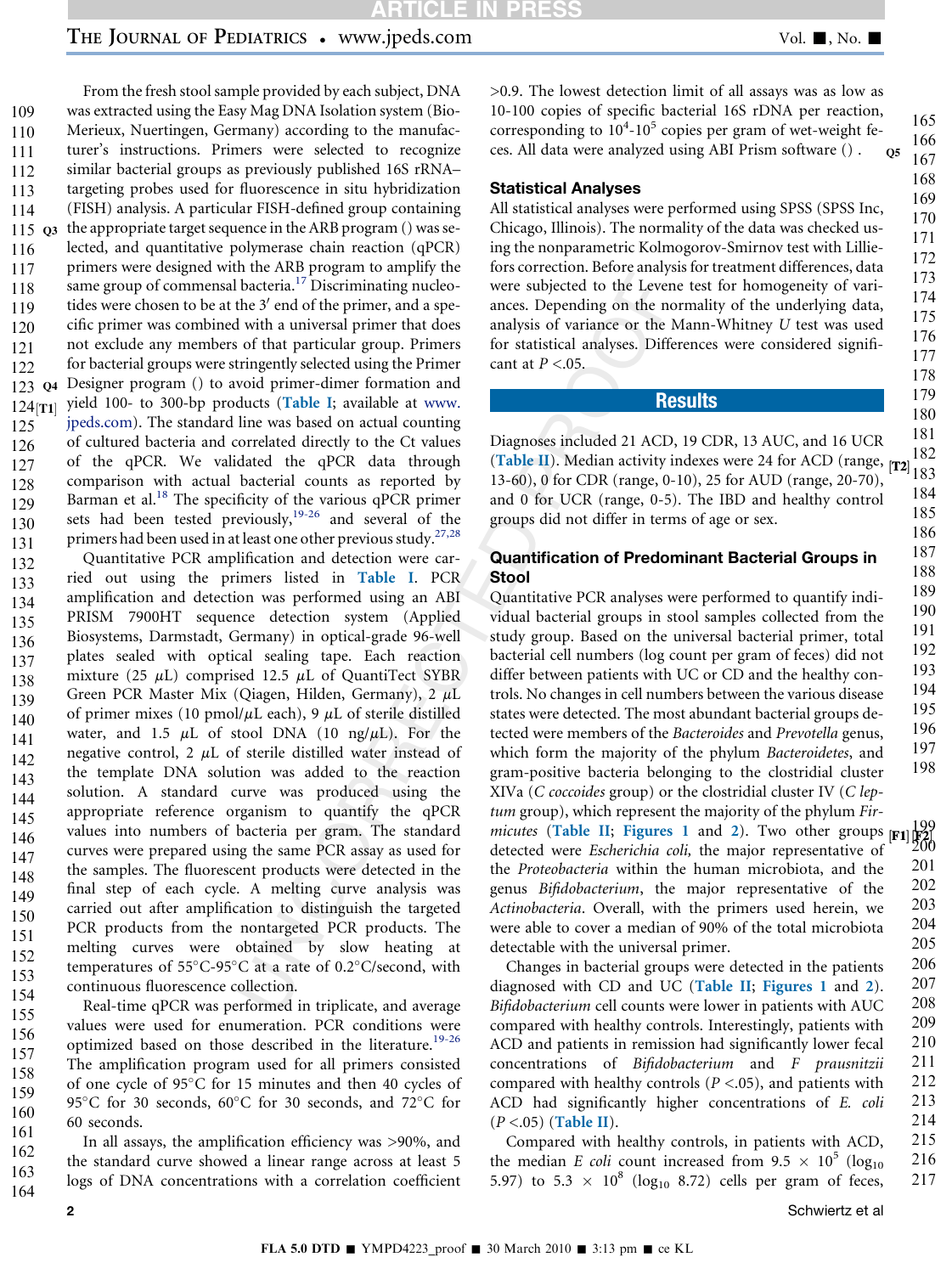From the fresh stool sample provided by each subject, DNA was extracted using the Easy Mag DNA Isolation system (Bio-Merieux, Nuertingen, Germany) according to the manufacturer's instructions. Primers were selected to recognize similar bacterial groups as previously published 16S rRNA–targeting probes used for fluorescence in situ hybridization (FISH) analysis. A particular FISH-defined group containing the appropriate target sequence in the ARB program () was selected, and quantitative polymerase chain reaction (qPCR) primers were designed with the ARB program to amplify the same group of commensal bacteria.[17] Discriminating nucleotides were chosen to be at the 3′ end of the primer, and a specific primer was combined with a universal primer that does not exclude any members of that particular group. Primers for bacterial groups were stringently selected using the Primer Designer program () to avoid primer-dimer formation and yield 100- to 300-bp products (Table I; available at www.jpeds.com). The standard line was based on actual counting of cultured bacteria and correlated directly to the Ct values of the qPCR. We validated the qPCR data through comparison with actual bacterial counts as reported by Barman et al.[18] The specificity of the various qPCR primer sets had been tested previously,[19-26] and several of the primers had been used in at least one other previous study.[27,28]

Quantitative PCR amplification and detection were carried out using the primers listed in Table I. PCR amplification and detection was performed using an ABI PRISM 7900HT sequence detection system (Applied Biosystems, Darmstadt, Germany) in optical-grade 96-well plates sealed with optical sealing tape. Each reaction mixture (25 $\mu$L) comprised 12.5 $\mu$L of QuantiTect SYBR Green PCR Master Mix (Qiagen, Hilden, Germany), 2 $\mu$L of primer mixes (10 pmol/$\mu$L each), 9 $\mu$L of sterile distilled water, and 1.5 $\mu$L of stool DNA (10 ng/$\mu$L). For the negative control, 2 $\mu$L of sterile distilled water instead of the template DNA solution was added to the reaction solution. A standard curve was produced using the appropriate reference organism to quantify the qPCR values into numbers of bacteria per gram. The standard curves were prepared using the same PCR assay as used for the samples. The fluorescent products were detected in the final step of each cycle. A melting curve analysis was carried out after amplification to distinguish the targeted PCR products from the nontargeted PCR products. The melting curves were obtained by slow heating at temperatures of 55°C-95°C at a rate of 0.2°C/second, with continuous fluorescence collection.

Real-time qPCR was performed in triplicate, and average values were used for enumeration. PCR conditions were optimized based on those described in the literature.[19-26] The amplification program used for all primers consisted of one cycle of 95°C for 15 minutes and then 40 cycles of 95°C for 30 seconds, 60°C for 30 seconds, and 72°C for 60 seconds.

In all assays, the amplification efficiency was >90%, and the standard curve showed a linear range across at least 5 logs of DNA concentrations with a correlation coefficient >0.9. The lowest detection limit of all assays was as low as 10-100 copies of specific bacterial 16S rDNA per reaction, corresponding to $10^4$-$10^5$ copies per gram of wet-weight feces. All data were analyzed using ABI Prism software () .

## Statistical Analyses

All statistical analyses were performed using SPSS (SPSS Inc, Chicago, Illinois). The normality of the data was checked using the nonparametric Kolmogorov-Smirnov test with Lilliefors correction. Before analysis for treatment differences, data were subjected to the Levene test for homogeneity of variances. Depending on the normality of the underlying data, analysis of variance or the Mann-Whitney $U$ test was used for statistical analyses. Differences were considered significant at $P < .05$.

# Results

Diagnoses included 21 ACD, 19 CDR, 13 AUC, and 16 UCR (Table II). Median activity indexes were 24 for ACD (range, 13-60), 0 for CDR (range, 0-10), 25 for AUD (range, 20-70), and 0 for UCR (range, 0-5). The IBD and healthy control groups did not differ in terms of age or sex.

## Quantification of Predominant Bacterial Groups in Stool

Quantitative PCR analyses were performed to quantify individual bacterial groups in stool samples collected from the study group. Based on the universal bacterial primer, total bacterial cell numbers (log count per gram of feces) did not differ between patients with UC or CD and the healthy controls. No changes in cell numbers between the various disease states were detected. The most abundant bacterial groups detected were members of the *Bacteroides* and *Prevotella* genus, which form the majority of the phylum *Bacteroidetes*, and gram-positive bacteria belonging to the clostridial cluster XIVa (*C coccoides* group) or the clostridial cluster IV (*C leptum* group), which represent the majority of the phylum *Firmicutes* (Table II; Figures 1 and 2). Two other groups detected were *Escherichia coli,* the major representative of the *Proteobacteria* within the human microbiota, and the genus *Bifidobacterium*, the major representative of the *Actinobacteria*. Overall, with the primers used herein, we were able to cover a median of 90% of the total microbiota detectable with the universal primer.

Changes in bacterial groups were detected in the patients diagnosed with CD and UC (Table II; Figures 1 and 2). *Bifidobacterium* cell counts were lower in patients with AUC compared with healthy controls. Interestingly, patients with ACD and patients in remission had significantly lower fecal concentrations of *Bifidobacterium* and *F prausnitzii* compared with healthy controls ($P < .05$), and patients with ACD had significantly higher concentrations of *E. coli* ($P < .05$) (Table II).

Compared with healthy controls, in patients with ACD, the median *E coli* count increased from $9.5 \times 10^5$ ($\log_{10}$ 5.97) to $5.3 \times 10^8$ ($\log_{10}$ 8.72) cells per gram of feces,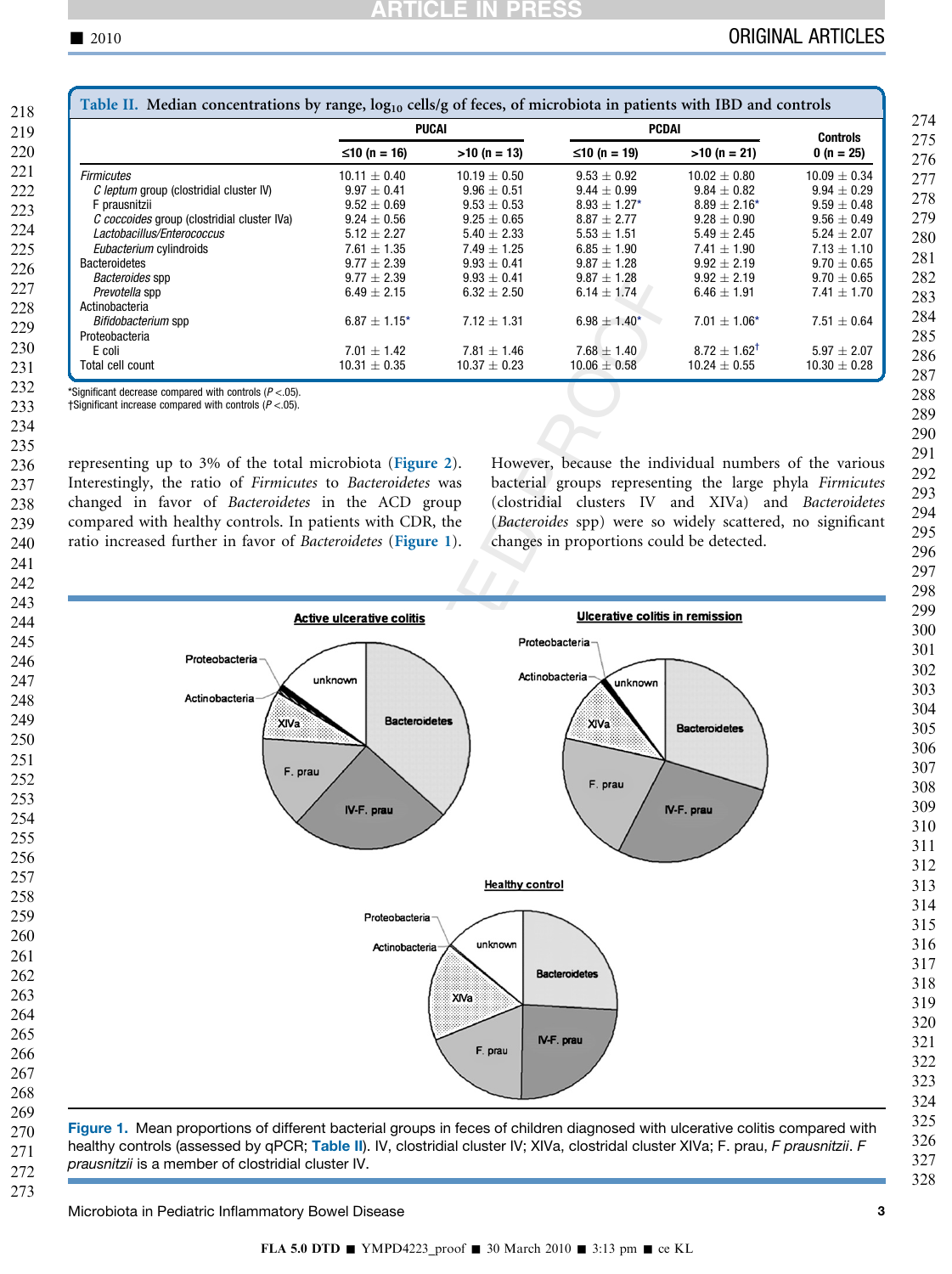**Table II.** Median concentrations by range, $\log_{10}$ cells/g of feces, of microbiota in patients with IBD and controls

| | PUCAI | | PCDAI | | Controls |
|---|---|---|---|---|---|
| | ≤10 (n = 16) | >10 (n = 13) | ≤10 (n = 19) | >10 (n = 21) | 0 (n = 25) |
| *Firmicutes* | 10.11 ± 0.40 | 10.19 ± 0.50 | 9.53 ± 0.92 | 10.02 ± 0.80 | 10.09 ± 0.34 |
| *C leptum* group (clostridial cluster IV) | 9.97 ± 0.41 | 9.96 ± 0.51 | 9.44 ± 0.99 | 9.84 ± 0.82 | 9.94 ± 0.29 |
| F prausnitzii | 9.52 ± 0.69 | 9.53 ± 0.53 | 8.93 ± 1.27* | 8.89 ± 2.16* | 9.59 ± 0.48 |
| *C coccoides* group (clostridial cluster IVa) | 9.24 ± 0.56 | 9.25 ± 0.65 | 8.87 ± 2.77 | 9.28 ± 0.90 | 9.56 ± 0.49 |
| *Lactobacillus/Enterococcus* | 5.12 ± 2.27 | 5.40 ± 2.33 | 5.53 ± 1.51 | 5.49 ± 2.45 | 5.24 ± 2.07 |
| *Eubacterium* cylindroids | 7.61 ± 1.35 | 7.49 ± 1.25 | 6.85 ± 1.90 | 7.41 ± 1.90 | 7.13 ± 1.10 |
| Bacteroidetes | 9.77 ± 2.39 | 9.93 ± 0.41 | 9.87 ± 1.28 | 9.92 ± 2.19 | 9.70 ± 0.65 |
| *Bacteroides* spp | 9.77 ± 2.39 | 9.93 ± 0.41 | 9.87 ± 1.28 | 9.92 ± 2.19 | 9.70 ± 0.65 |
| *Prevotella* spp | 6.49 ± 2.15 | 6.32 ± 2.50 | 6.14 ± 1.74 | 6.46 ± 1.91 | 7.41 ± 1.70 |
| Actinobacteria | | | | | |
| *Bifidobacterium* spp | 6.87 ± 1.15* | 7.12 ± 1.31 | 6.98 ± 1.40* | 7.01 ± 1.06* | 7.51 ± 0.64 |
| Proteobacteria | | | | | |
| E coli | 7.01 ± 1.42 | 7.81 ± 1.46 | 7.68 ± 1.40 | 8.72 ± 1.62† | 5.97 ± 2.07 |
| Total cell count | 10.31 ± 0.35 | 10.37 ± 0.23 | 10.06 ± 0.58 | 10.24 ± 0.55 | 10.30 ± 0.28 |

*Significant decrease compared with controls ($P$ <.05).
†Significant increase compared with controls ($P$ <.05).

representing up to 3% of the total microbiota (**Figure 2**). Interestingly, the ratio of *Firmicutes* to *Bacteroidetes* was changed in favor of *Bacteroidetes* in the ACD group compared with healthy controls. In patients with CDR, the ratio increased further in favor of *Bacteroidetes* (**Figure 1**). However, because the individual numbers of the various bacterial groups representing the large phyla *Firmicutes* (clostridial clusters IV and XIVa) and *Bacteroidetes* (*Bacteroides* spp) were so widely scattered, no significant changes in proportions could be detected.

Active ulcerative colitis

Proteobacteria
Actinobacteria
unknown
XIVa
Bacteroidetes
F. prau
IV-F. prau

Ulcerative colitis in remission

Proteobacteria
Actinobacteria
unknown
XIVa
Bacteroidetes
F. prau
IV-F. prau

Healthy control

Proteobacteria
Actinobacteria
unknown
XIVa
Bacteroidetes
F. prau
IV-F. prau

**Figure 1.** Mean proportions of different bacterial groups in feces of children diagnosed with ulcerative colitis compared with healthy controls (assessed by qPCR; **Table II**). IV, clostridial cluster IV; XIVa, clostridal cluster XIVa; F. prau, *F prausnitzii*. *F prausnitzii* is a member of clostridial cluster IV.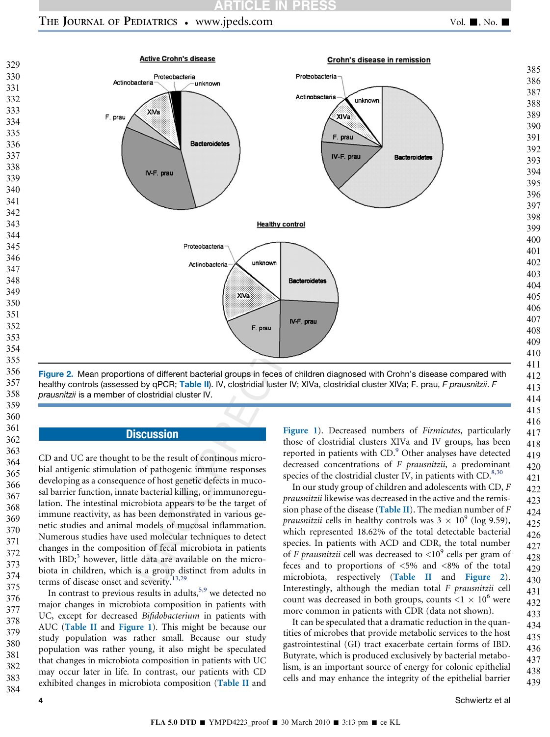Active Crohn's disease

Proteobacteria
Actinobacteria
unknown
F. prau
XIVa
Bacteroidetes
IV-F. prau

Crohn's disease in remission

Proteobacteria
Actinobacteria
unknown
XIVa
F. prau
IV-F. prau
Bacteroidetes

Healthy control

Proteobacteria
Actinobacteria
unknown
Bacteroidetes
XIVa
F. prau
IV-F. prau

**Figure 2.** Mean proportions of different bacterial groups in feces of children diagnosed with Crohn's disease compared with healthy controls (assessed by qPCR; Table II). IV, clostridial luster IV; XIVa, clostridial cluster XIVa; F. prau, *F prausnitzii*. *F prausnitzii* is a member of clostridial cluster IV.

## Discussion

CD and UC are thought to be the result of continous microbial antigenic stimulation of pathogenic immune responses developing as a consequence of host genetic defects in mucosal barrier function, innate bacterial killing, or immunoregulation. The intestinal microbiota appears to be the target of immune reactivity, as has been demonstrated in various genetic studies and animal models of mucosal inflammation. Numerous studies have used molecular techniques to detect changes in the composition of fecal microbiota in patients with IBD;[3] however, little data are available on the microbiota in children, which is a group distinct from adults in terms of disease onset and severity.[13,29]

In contrast to previous results in adults,[5,9] we detected no major changes in microbiota composition in patients with UC, except for decreased *Bifidobacterium* in patients with AUC (Table II and Figure 1). This might be because our study population was rather small. Because our study population was rather young, it also might be speculated that changes in microbiota composition in patients with UC may occur later in life. In contrast, our patients with CD exhibited changes in microbiota composition (Table II and Figure 1). Decreased numbers of *Firmicutes*, particularly those of clostridial clusters XIVa and IV groups, has been reported in patients with CD.[9] Other analyses have detected decreased concentrations of *F prausnitzii*, a predominant species of the clostridial cluster IV, in patients with CD.[8,30]

In our study group of children and adolescents with CD, *F prausnitzii* likewise was decreased in the active and the remission phase of the disease (Table II). The median number of *F prausnitzii* cells in healthy controls was $3 \times 10^9$ (log 9.59), which represented 18.62% of the total detectable bacterial species. In patients with ACD and CDR, the total number of *F prausnitzii* cell was decreased to $<10^9$ cells per gram of feces and to proportions of <5% and <8% of the total microbiota, respectively (Table II and Figure 2). Interestingly, although the median total *F prausnitzii* cell count was decreased in both groups, counts $<1 \times 10^6$ were more common in patients with CDR (data not shown).

It can be speculated that a dramatic reduction in the quantities of microbes that provide metabolic services to the host gastrointestinal (GI) tract exacerbate certain forms of IBD. Butyrate, which is produced exclusively by bacterial metabolism, is an important source of energy for colonic epithelial cells and may enhance the integrity of the epithelial barrier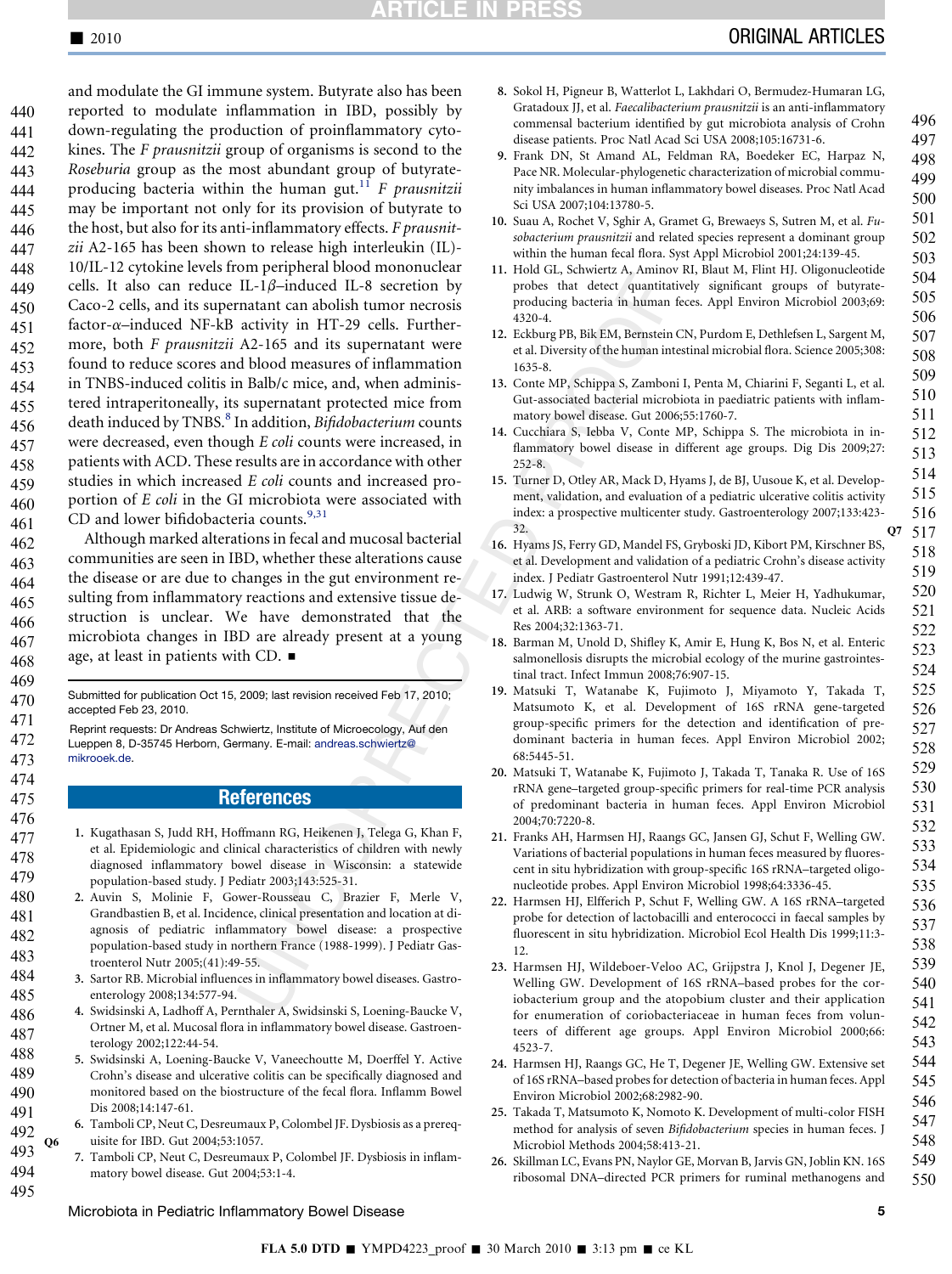and modulate the GI immune system. Butyrate also has been reported to modulate inflammation in IBD, possibly by down-regulating the production of proinflammatory cytokines. The *F prausnitzii* group of organisms is second to the *Roseburia* group as the most abundant group of butyrate-producing bacteria within the human gut.[11] *F prausnitzii* may be important not only for its provision of butyrate to the host, but also for its anti-inflammatory effects. *F prausnitzii* A2-165 has been shown to release high interleukin (IL)-10/IL-12 cytokine levels from peripheral blood mononuclear cells. It also can reduce IL-1β–induced IL-8 secretion by Caco-2 cells, and its supernatant can abolish tumor necrosis factor-α–induced NF-kB activity in HT-29 cells. Furthermore, both *F prausnitzii* A2-165 and its supernatant were found to reduce scores and blood measures of inflammation in TNBS-induced colitis in Balb/c mice, and, when administered intraperitoneally, its supernatant protected mice from death induced by TNBS.[8] In addition, *Bifidobacterium* counts were decreased, even though *E coli* counts were increased, in patients with ACD. These results are in accordance with other studies in which increased *E coli* counts and increased proportion of *E coli* in the GI microbiota were associated with CD and lower bifidobacteria counts.[9,31]

Although marked alterations in fecal and mucosal bacterial communities are seen in IBD, whether these alterations cause the disease or are due to changes in the gut environment resulting from inflammatory reactions and extensive tissue destruction is unclear. We have demonstrated that the microbiota changes in IBD are already present at a young age, at least in patients with CD. ■

Submitted for publication Oct 15, 2009; last revision received Feb 17, 2010; accepted Feb 23, 2010.

Reprint requests: Dr Andreas Schwiertz, Institute of Microecology, Auf den Lueppen 8, D-35745 Herborn, Germany. E-mail: andreas.schwiertz@mikrooek.de.

## References

1. Kugathasan S, Judd RH, Hoffmann RG, Heikenen J, Telega G, Khan F, et al. Epidemiologic and clinical characteristics of children with newly diagnosed inflammatory bowel disease in Wisconsin: a statewide population-based study. J Pediatr 2003;143:525-31.
2. Auvin S, Molinie F, Gower-Rousseau C, Brazier F, Merle V, Grandbastien B, et al. Incidence, clinical presentation and location at diagnosis of pediatric inflammatory bowel disease: a prospective population-based study in northern France (1988-1999). J Pediatr Gastroenterol Nutr 2005;(41):49-55.
3. Sartor RB. Microbial influences in inflammatory bowel diseases. Gastroenterology 2008;134:577-94.
4. Swidsinski A, Ladhoff A, Pernthaler A, Swidsinski S, Loening-Baucke V, Ortner M, et al. Mucosal flora in inflammatory bowel disease. Gastroenterology 2002;122:44-54.
5. Swidsinski A, Loening-Baucke V, Vaneechoutte M, Doerffel Y. Active Crohn's disease and ulcerative colitis can be specifically diagnosed and monitored based on the biostructure of the fecal flora. Inflamm Bowel Dis 2008;14:147-61.
6. Tamboli CP, Neut C, Desreumaux P, Colombel JF. Dysbiosis as a prerequisite for IBD. Gut 2004;53:1057.
7. Tamboli CP, Neut C, Desreumaux P, Colombel JF. Dysbiosis in inflammatory bowel disease. Gut 2004;53:1-4.
8. Sokol H, Pigneur B, Watterlot L, Lakhdari O, Bermudez-Humaran LG, Gratadoux JJ, et al. *Faecalibacterium prausnitzii* is an anti-inflammatory commensal bacterium identified by gut microbiota analysis of Crohn disease patients. Proc Natl Acad Sci USA 2008;105:16731-6.
9. Frank DN, St Amand AL, Feldman RA, Boedeker EC, Harpaz N, Pace NR. Molecular-phylogenetic characterization of microbial community imbalances in human inflammatory bowel diseases. Proc Natl Acad Sci USA 2007;104:13780-5.
10. Suau A, Rochet V, Sghir A, Gramet G, Brewaeys S, Sutren M, et al. *Fusobacterium prausnitzii* and related species represent a dominant group within the human fecal flora. Syst Appl Microbiol 2001;24:139-45.
11. Hold GL, Schwiertz A, Aminov RI, Blaut M, Flint HJ. Oligonucleotide probes that detect quantitatively significant groups of butyrate-producing bacteria in human feces. Appl Environ Microbiol 2003;69:4320-4.
12. Eckburg PB, Bik EM, Bernstein CN, Purdom E, Dethlefsen L, Sargent M, et al. Diversity of the human intestinal microbial flora. Science 2005;308:1635-8.
13. Conte MP, Schippa S, Zamboni I, Penta M, Chiarini F, Seganti L, et al. Gut-associated bacterial microbiota in paediatric patients with inflammatory bowel disease. Gut 2006;55:1760-7.
14. Cucchiara S, Iebba V, Conte MP, Schippa S. The microbiota in inflammatory bowel disease in different age groups. Dig Dis 2009;27:252-8.
15. Turner D, Otley AR, Mack D, Hyams J, de BJ, Uusoue K, et al. Development, validation, and evaluation of a pediatric ulcerative colitis activity index: a prospective multicenter study. Gastroenterology 2007;133:423-32.
16. Hyams JS, Ferry GD, Mandel FS, Gryboski JD, Kibort PM, Kirschner BS, et al. Development and validation of a pediatric Crohn's disease activity index. J Pediatr Gastroenterol Nutr 1991;12:439-47.
17. Ludwig W, Strunk O, Westram R, Richter L, Meier H, Yadhukumar, et al. ARB: a software environment for sequence data. Nucleic Acids Res 2004;32:1363-71.
18. Barman M, Unold D, Shifley K, Amir E, Hung K, Bos N, et al. Enteric salmonellosis disrupts the microbial ecology of the murine gastrointestinal tract. Infect Immun 2008;76:907-15.
19. Matsuki T, Watanabe K, Fujimoto J, Miyamoto Y, Takada T, Matsumoto K, et al. Development of 16S rRNA gene-targeted group-specific primers for the detection and identification of predominant bacteria in human feces. Appl Environ Microbiol 2002;68:5445-51.
20. Matsuki T, Watanabe K, Fujimoto J, Takada T, Tanaka R. Use of 16S rRNA gene–targeted group-specific primers for real-time PCR analysis of predominant bacteria in human feces. Appl Environ Microbiol 2004;70:7220-8.
21. Franks AH, Harmsen HJ, Raangs GC, Jansen GJ, Schut F, Welling GW. Variations of bacterial populations in human feces measured by fluorescent in situ hybridization with group-specific 16S rRNA–targeted oligonucleotide probes. Appl Environ Microbiol 1998;64:3336-45.
22. Harmsen HJ, Elfferich P, Schut F, Welling GW. A 16S rRNA–targeted probe for detection of lactobacilli and enterococci in faecal samples by fluorescent in situ hybridization. Microbiol Ecol Health Dis 1999;11:3-12.
23. Harmsen HJ, Wildeboer-Veloo AC, Grijpstra J, Knol J, Degener JE, Welling GW. Development of 16S rRNA–based probes for the coriobacterium group and the atopobium cluster and their application for enumeration of coriobacteriaceae in human feces from volunteers of different age groups. Appl Environ Microbiol 2000;66:4523-7.
24. Harmsen HJ, Raangs GC, He T, Degener JE, Welling GW. Extensive set of 16S rRNA–based probes for detection of bacteria in human feces. Appl Environ Microbiol 2002;68:2982-90.
25. Takada T, Matsumoto K, Nomoto K. Development of multi-color FISH method for analysis of seven *Bifidobacterium* species in human feces. J Microbiol Methods 2004;58:413-21.
26. Skillman LC, Evans PN, Naylor GE, Morvan B, Jarvis GN, Joblin KN. 16S ribosomal DNA–directed PCR primers for ruminal methanogens and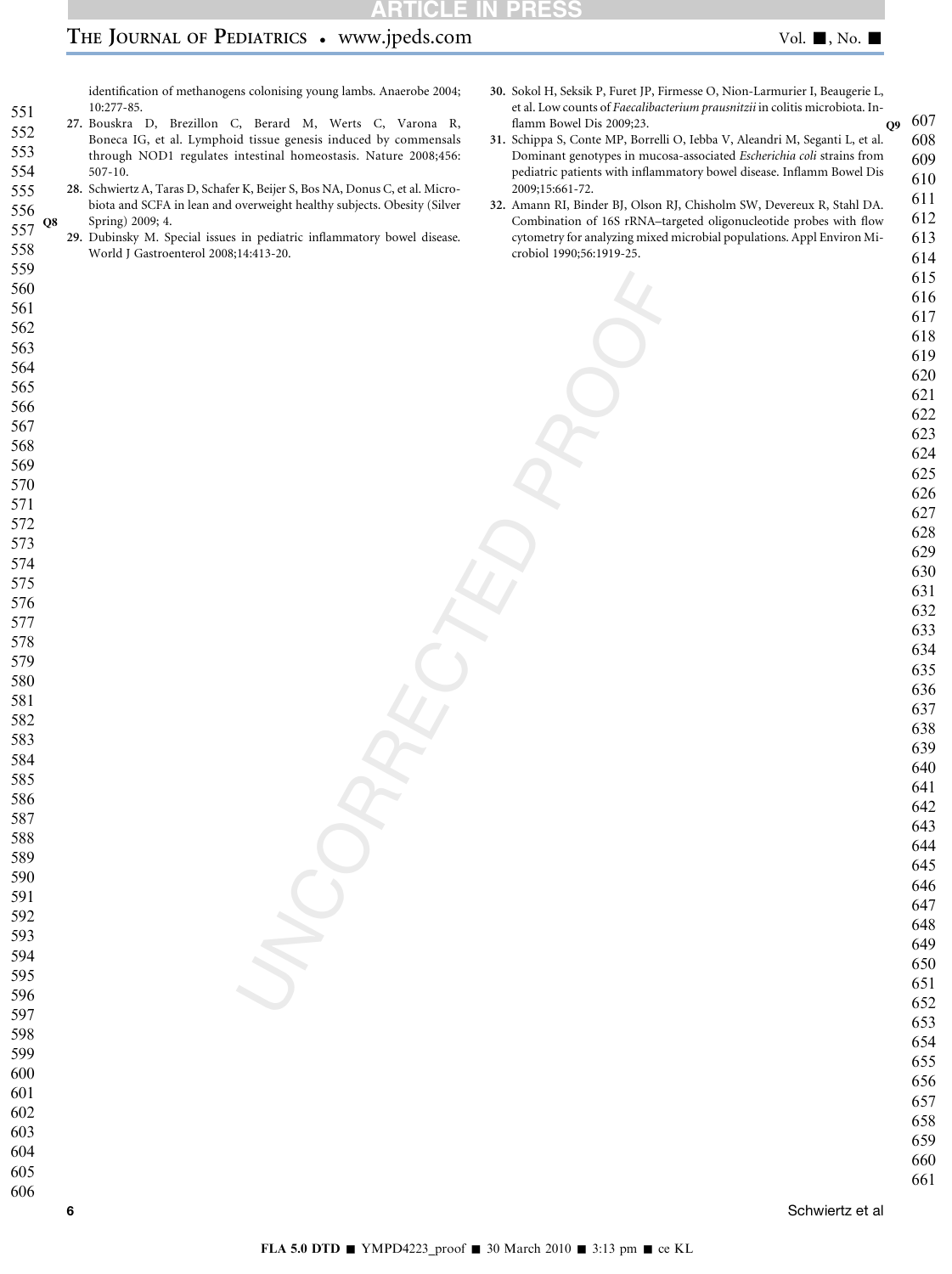identification of methanogens colonising young lambs. Anaerobe 2004; 10:277-85.

27. Bouskra D, Brezillon C, Berard M, Werts C, Varona R, Boneca IG, et al. Lymphoid tissue genesis induced by commensals through NOD1 regulates intestinal homeostasis. Nature 2008;456: 507-10.
28. Schwiertz A, Taras D, Schafer K, Beijer S, Bos NA, Donus C, et al. Microbiota and SCFA in lean and overweight healthy subjects. Obesity (Silver Spring) 2009; 4.
29. Dubinsky M. Special issues in pediatric inflammatory bowel disease. World J Gastroenterol 2008;14:413-20.
30. Sokol H, Seksik P, Furet JP, Firmesse O, Nion-Larmurier I, Beaugerie L, et al. Low counts of *Faecalibacterium prausnitzii* in colitis microbiota. Inflamm Bowel Dis 2009;23.
31. Schippa S, Conte MP, Borrelli O, Iebba V, Aleandri M, Seganti L, et al. Dominant genotypes in mucosa-associated *Escherichia coli* strains from pediatric patients with inflammatory bowel disease. Inflamm Bowel Dis 2009;15:661-72.
32. Amann RI, Binder BJ, Olson RJ, Chisholm SW, Devereux R, Stahl DA. Combination of 16S rRNA–targeted oligonucleotide probes with flow cytometry for analyzing mixed microbial populations. Appl Environ Microbiol 1990;56:1919-25.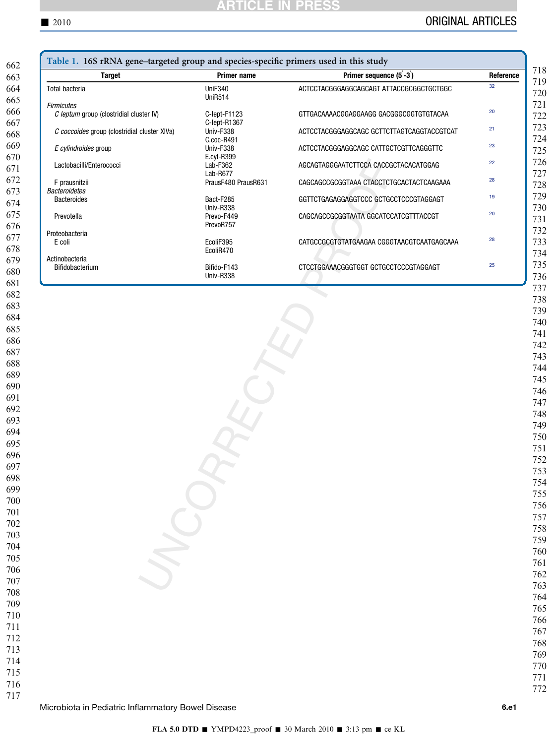**Table 1. 16S rRNA gene–targeted group and species-specific primers used in this study**

| Target | Primer name | Primer sequence (5′-3′) | Reference |
|---|---|---|---|
| Total bacteria | UniF340 UniR514 | ACTCCTACGGGAGGCAGCAGT ATTACCGCGGCTGCTGGC | 32 |
| *Firmicutes* | | | |
| *C leptum* group (clostridial cluster IV) | C-lept-F1123 C-lept-R1367 | GTTGACAAAACGGAGGAAGG GACGGGCGGTGTGTACAA | 20 |
| *C coccoides* group (clostridial cluster XIVa) | Univ-F338 C.coc-R491 | ACTCCTACGGGAGGCAGC GCTTCTTAGTCAGGTACCGTCAT | 21 |
| *E cylindroides* group | Univ-F338 E.cyl-R399 | ACTCCTACGGGAGGCAGC CATTGCTCGTTCAGGGTTC | 23 |
| Lactobacilli/Enterococci | Lab-F362 Lab-R677 | AGCAGTAGGGAATCTTCCA CACCGCTACACATGGAG | 22 |
| F prausnitzii | PrausF480 PrausR631 | CAGCAGCCGCGGTAAA CTACCTCTGCACTACTCAAGAAA | 28 |
| *Bacteroidetes* | | | |
| Bacteroides | Bact-F285 Univ-R338 | GGTTCTGAGAGGAGGTCCC GCTGCCTCCCGTAGGAGT | 19 |
| Prevotella | Prevo-F449 PrevoR757 | CAGCAGCCGCGGTAATA GGCATCCATCGTTTACCGT | 20 |
| Proteobacteria | | | |
| E coli | EcoliF395 EcoliR470 | CATGCCGCGTGTATGAAGAA CGGGTAACGTCAATGAGCAAA | 28 |
| Actinobacteria | | | |
| Bifidobacterium | Bifido-F143 Univ-R338 | CTCCTGGAAACGGGTGGT GCTGCCTCCCGTAGGAGT | 25 |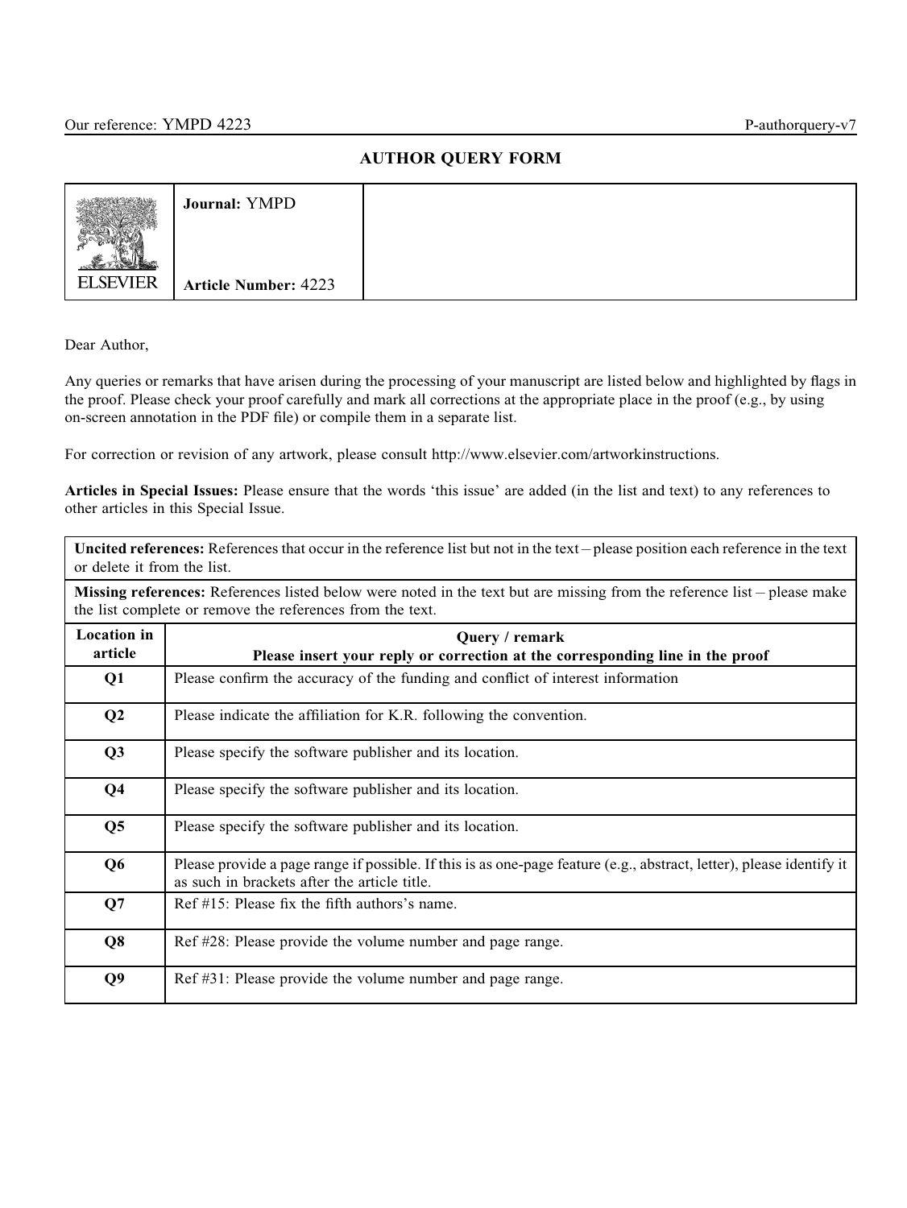Our reference: YMPD 4223 P-authorquery-v7

# AUTHOR QUERY FORM

| | | |
|---|---|---|
| ELSEVIER | **Journal:** YMPD<br><br>**Article Number:** 4223 | |

Dear Author,

Any queries or remarks that have arisen during the processing of your manuscript are listed below and highlighted by flags in the proof. Please check your proof carefully and mark all corrections at the appropriate place in the proof (e.g., by using on-screen annotation in the PDF file) or compile them in a separate list.

For correction or revision of any artwork, please consult http://www.elsevier.com/artworkinstructions.

**Articles in Special Issues:** Please ensure that the words 'this issue' are added (in the list and text) to any references to other articles in this Special Issue.

**Uncited references:** References that occur in the reference list but not in the text – please position each reference in the text or delete it from the list.

**Missing references:** References listed below were noted in the text but are missing from the reference list – please make the list complete or remove the references from the text.

| Location in article | Query / remark<br>**Please insert your reply or correction at the corresponding line in the proof** |
|---|---|
| **Q1** | Please confirm the accuracy of the funding and conflict of interest information |
| **Q2** | Please indicate the affiliation for K.R. following the convention. |
| **Q3** | Please specify the software publisher and its location. |
| **Q4** | Please specify the software publisher and its location. |
| **Q5** | Please specify the software publisher and its location. |
| **Q6** | Please provide a page range if possible. If this is as one-page feature (e.g., abstract, letter), please identify it as such in brackets after the article title. |
| **Q7** | Ref #15: Please fix the fifth authors's name. |
| **Q8** | Ref #28: Please provide the volume number and page range. |
| **Q9** | Ref #31: Please provide the volume number and page range. |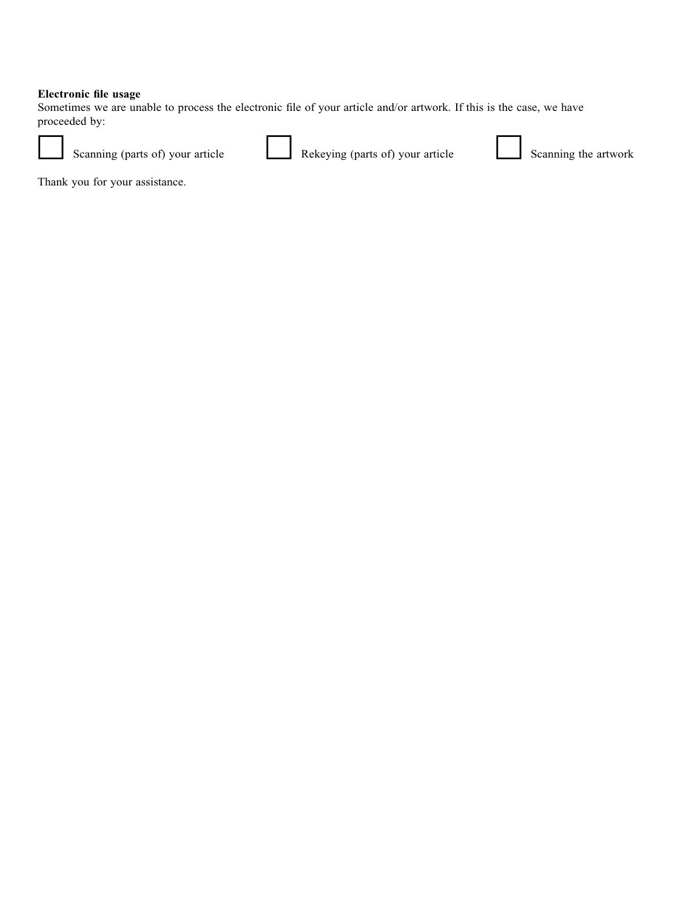**Electronic file usage**

Sometimes we are unable to process the electronic file of your article and/or artwork. If this is the case, we have proceeded by:

☐ Scanning (parts of) your article ☐ Rekeying (parts of) your article ☐ Scanning the artwork

Thank you for your assistance.